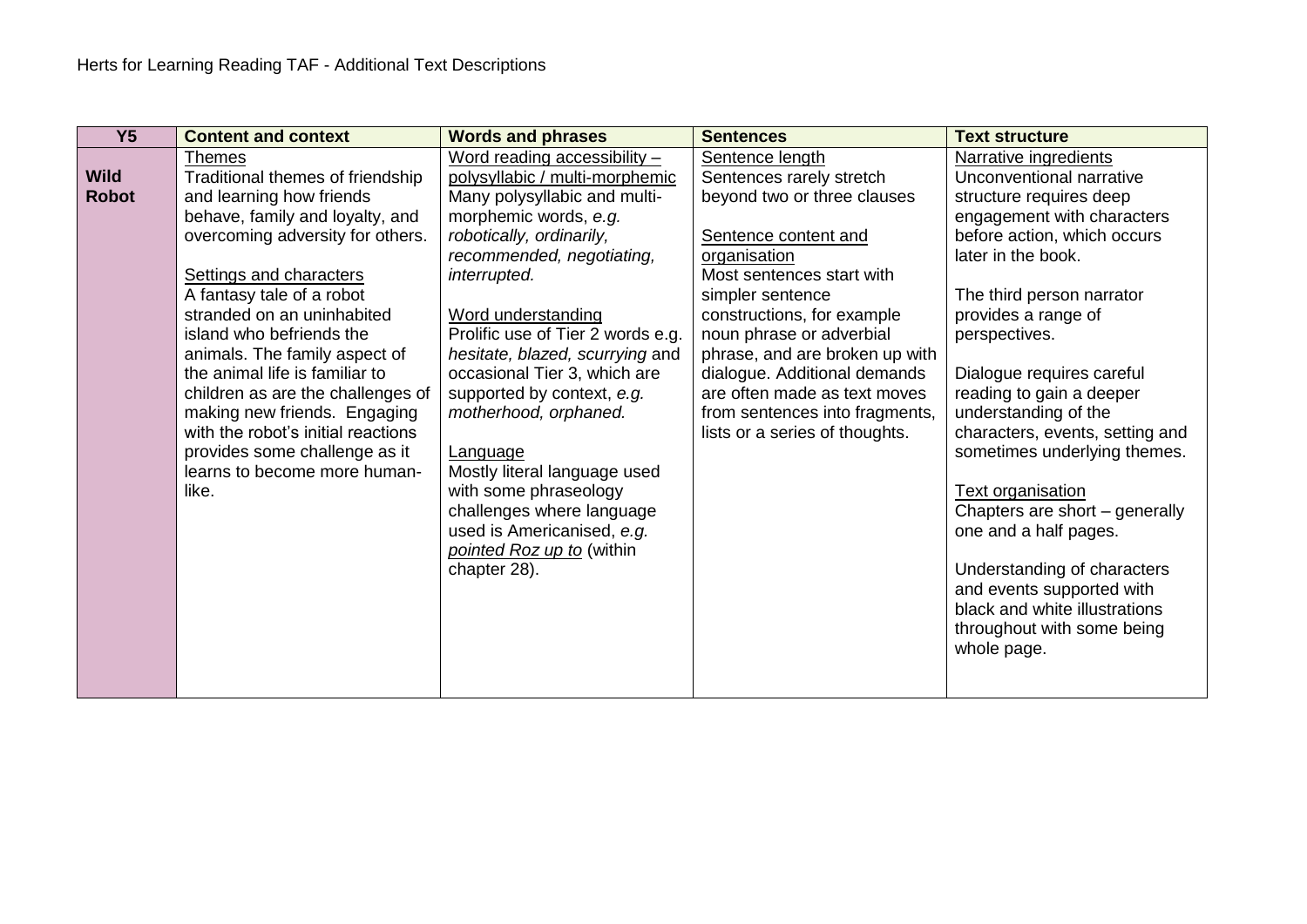Herts for Learning Reading TAF - Additional Text Descriptions

| Y5 | Content and context | Words and phrases | Sentences | Text structure |
|---|---|---|---|---|
| **Wild Robot** | <u>Themes</u><br>Traditional themes of friendship and learning how friends behave, family and loyalty, and overcoming adversity for others.<br><br><u>Settings and characters</u><br>A fantasy tale of a robot stranded on an uninhabited island who befriends the animals. The family aspect of the animal life is familiar to children as are the challenges of making new friends. Engaging with the robot's initial reactions provides some challenge as it learns to become more human-like. | <u>Word reading accessibility – polysyllabic / multi-morphemic</u><br>Many polysyllabic and multi-morphemic words, *e.g. robotically, ordinarily, recommended, negotiating, interrupted.*<br><br><u>Word understanding</u><br>Prolific use of Tier 2 words e.g. *hesitate, blazed, scurrying* and occasional Tier 3, which are supported by context, *e.g. motherhood, orphaned.*<br><br><u>Language</u><br>Mostly literal language used with some phraseology challenges where language used is Americanised, *e.g. <u>pointed Roz up to</u>* (within chapter 28). | <u>Sentence length</u><br>Sentences rarely stretch beyond two or three clauses<br><br><u>Sentence content and organisation</u><br>Most sentences start with simpler sentence constructions, for example noun phrase or adverbial phrase, and are broken up with dialogue. Additional demands are often made as text moves from sentences into fragments, lists or a series of thoughts. | <u>Narrative ingredients</u><br>Unconventional narrative structure requires deep engagement with characters before action, which occurs later in the book.<br><br>The third person narrator provides a range of perspectives.<br><br>Dialogue requires careful reading to gain a deeper understanding of the characters, events, setting and sometimes underlying themes.<br><br><u>Text organisation</u><br>Chapters are short – generally one and a half pages.<br><br>Understanding of characters and events supported with black and white illustrations throughout with some being whole page. |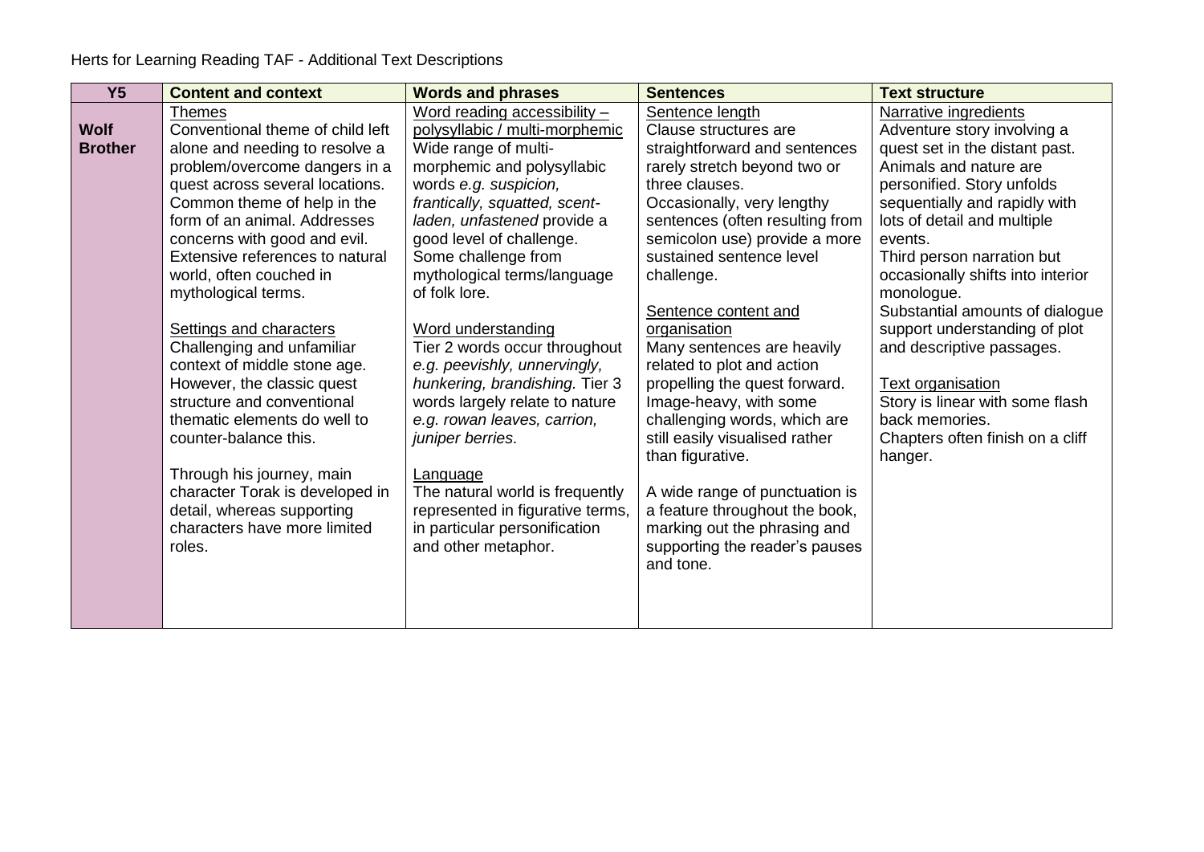Herts for Learning Reading TAF - Additional Text Descriptions

| Y5 | Content and context | Words and phrases | Sentences | Text structure |
|---|---|---|---|---|
| **Wolf Brother** | Themes<br>Conventional theme of child left alone and needing to resolve a problem/overcome dangers in a quest across several locations. Common theme of help in the form of an animal. Addresses concerns with good and evil. Extensive references to natural world, often couched in mythological terms.<br><br>Settings and characters<br>Challenging and unfamiliar context of middle stone age. However, the classic quest structure and conventional thematic elements do well to counter-balance this.<br><br>Through his journey, main character Torak is developed in detail, whereas supporting characters have more limited roles. | Word reading accessibility – polysyllabic / multi-morphemic<br>Wide range of multi-morphemic and polysyllabic words *e.g. suspicion, frantically, squatted, scent-laden, unfastened* provide a good level of challenge. Some challenge from mythological terms/language of folk lore.<br><br>Word understanding<br>Tier 2 words occur throughout *e.g. peevishly, unnervingly, hunkering, brandishing.* Tier 3 words largely relate to nature *e.g. rowan leaves, carrion, juniper berries*.<br><br>Language<br>The natural world is frequently represented in figurative terms, in particular personification and other metaphor. | Sentence length<br>Clause structures are straightforward and sentences rarely stretch beyond two or three clauses. Occasionally, very lengthy sentences (often resulting from semicolon use) provide a more sustained sentence level challenge.<br><br>Sentence content and organisation<br>Many sentences are heavily related to plot and action propelling the quest forward. Image-heavy, with some challenging words, which are still easily visualised rather than figurative.<br><br>A wide range of punctuation is a feature throughout the book, marking out the phrasing and supporting the reader's pauses and tone. | Narrative ingredients<br>Adventure story involving a quest set in the distant past. Animals and nature are personified. Story unfolds sequentially and rapidly with lots of detail and multiple events.<br>Third person narration but occasionally shifts into interior monologue.<br>Substantial amounts of dialogue support understanding of plot and descriptive passages.<br><br>Text organisation<br>Story is linear with some flash back memories.<br>Chapters often finish on a cliff hanger. |